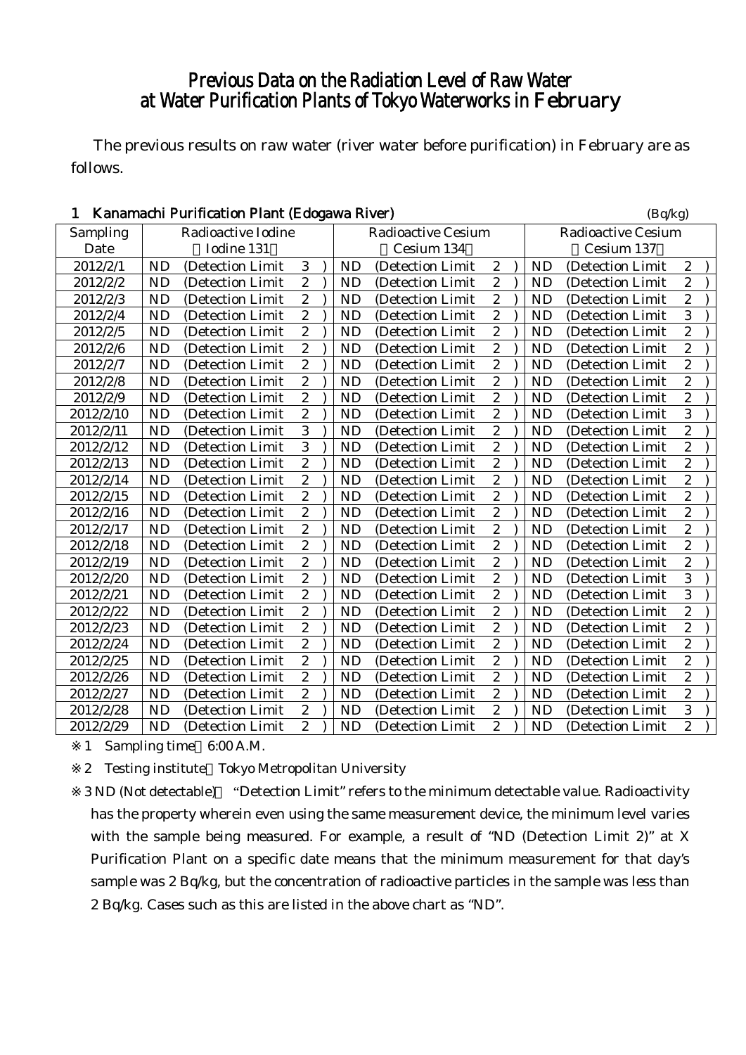# Previous Data on the Radiation Level of Raw Water at Water Purification Plants of Tokyo Waterworks in February

The previous results on raw water (river water before purification) in February are as follows.

## 1 Kanamachi Purification Plant (Edogawa River)

(Bq/kg)

| Sampling Date | Radioactive Iodine (Iodine 131) | Radioactive Cesium (Cesium 134) | Radioactive Cesium (Cesium 137) |
|---|---|---|---|
| 2012/2/1 | ND (Detection Limit 3) | ND (Detection Limit 2) | ND (Detection Limit 2) |
| 2012/2/2 | ND (Detection Limit 2) | ND (Detection Limit 2) | ND (Detection Limit 2) |
| 2012/2/3 | ND (Detection Limit 2) | ND (Detection Limit 2) | ND (Detection Limit 2) |
| 2012/2/4 | ND (Detection Limit 2) | ND (Detection Limit 2) | ND (Detection Limit 3) |
| 2012/2/5 | ND (Detection Limit 2) | ND (Detection Limit 2) | ND (Detection Limit 2) |
| 2012/2/6 | ND (Detection Limit 2) | ND (Detection Limit 2) | ND (Detection Limit 2) |
| 2012/2/7 | ND (Detection Limit 2) | ND (Detection Limit 2) | ND (Detection Limit 2) |
| 2012/2/8 | ND (Detection Limit 2) | ND (Detection Limit 2) | ND (Detection Limit 2) |
| 2012/2/9 | ND (Detection Limit 2) | ND (Detection Limit 2) | ND (Detection Limit 2) |
| 2012/2/10 | ND (Detection Limit 2) | ND (Detection Limit 2) | ND (Detection Limit 3) |
| 2012/2/11 | ND (Detection Limit 3) | ND (Detection Limit 2) | ND (Detection Limit 2) |
| 2012/2/12 | ND (Detection Limit 3) | ND (Detection Limit 2) | ND (Detection Limit 2) |
| 2012/2/13 | ND (Detection Limit 2) | ND (Detection Limit 2) | ND (Detection Limit 2) |
| 2012/2/14 | ND (Detection Limit 2) | ND (Detection Limit 2) | ND (Detection Limit 2) |
| 2012/2/15 | ND (Detection Limit 2) | ND (Detection Limit 2) | ND (Detection Limit 2) |
| 2012/2/16 | ND (Detection Limit 2) | ND (Detection Limit 2) | ND (Detection Limit 2) |
| 2012/2/17 | ND (Detection Limit 2) | ND (Detection Limit 2) | ND (Detection Limit 2) |
| 2012/2/18 | ND (Detection Limit 2) | ND (Detection Limit 2) | ND (Detection Limit 2) |
| 2012/2/19 | ND (Detection Limit 2) | ND (Detection Limit 2) | ND (Detection Limit 2) |
| 2012/2/20 | ND (Detection Limit 2) | ND (Detection Limit 2) | ND (Detection Limit 3) |
| 2012/2/21 | ND (Detection Limit 2) | ND (Detection Limit 2) | ND (Detection Limit 3) |
| 2012/2/22 | ND (Detection Limit 2) | ND (Detection Limit 2) | ND (Detection Limit 2) |
| 2012/2/23 | ND (Detection Limit 2) | ND (Detection Limit 2) | ND (Detection Limit 2) |
| 2012/2/24 | ND (Detection Limit 2) | ND (Detection Limit 2) | ND (Detection Limit 2) |
| 2012/2/25 | ND (Detection Limit 2) | ND (Detection Limit 2) | ND (Detection Limit 2) |
| 2012/2/26 | ND (Detection Limit 2) | ND (Detection Limit 2) | ND (Detection Limit 2) |
| 2012/2/27 | ND (Detection Limit 2) | ND (Detection Limit 2) | ND (Detection Limit 2) |
| 2012/2/28 | ND (Detection Limit 2) | ND (Detection Limit 2) | ND (Detection Limit 3) |
| 2012/2/29 | ND (Detection Limit 2) | ND (Detection Limit 2) | ND (Detection Limit 2) |

※1 Sampling time 6:00 A.M.

※2 Testing institute Tokyo Metropolitan University

※3 ND (Not detectable) "Detection Limit" refers to the minimum detectable value. Radioactivity has the property wherein even using the same measurement device, the minimum level varies with the sample being measured. For example, a result of "ND (Detection Limit 2)" at X Purification Plant on a specific date means that the minimum measurement for that day's sample was 2 Bq/kg, but the concentration of radioactive particles in the sample was less than 2 Bq/kg. Cases such as this are listed in the above chart as "ND".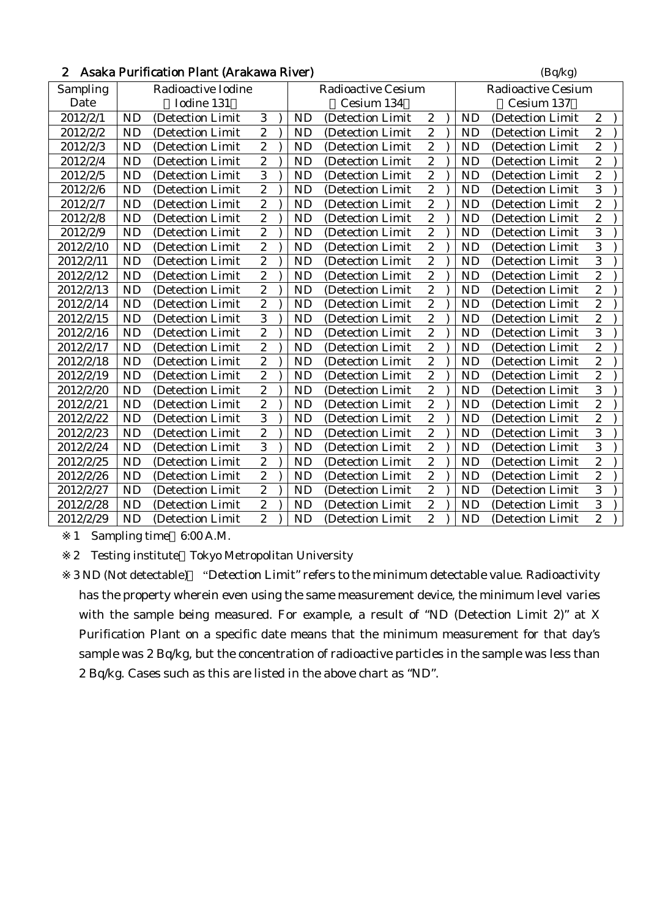## 2 Asaka Purification Plant (Arakawa River)

(Bq/kg)

| Sampling Date | Radioactive Iodine (Iodine 131) | Radioactive Cesium (Cesium 134) | Radioactive Cesium (Cesium 137) |
|---|---|---|---|
| 2012/2/1 | ND (Detection Limit 3) | ND (Detection Limit 2) | ND (Detection Limit 2) |
| 2012/2/2 | ND (Detection Limit 2) | ND (Detection Limit 2) | ND (Detection Limit 2) |
| 2012/2/3 | ND (Detection Limit 2) | ND (Detection Limit 2) | ND (Detection Limit 2) |
| 2012/2/4 | ND (Detection Limit 2) | ND (Detection Limit 2) | ND (Detection Limit 2) |
| 2012/2/5 | ND (Detection Limit 3) | ND (Detection Limit 2) | ND (Detection Limit 2) |
| 2012/2/6 | ND (Detection Limit 2) | ND (Detection Limit 2) | ND (Detection Limit 3) |
| 2012/2/7 | ND (Detection Limit 2) | ND (Detection Limit 2) | ND (Detection Limit 2) |
| 2012/2/8 | ND (Detection Limit 2) | ND (Detection Limit 2) | ND (Detection Limit 2) |
| 2012/2/9 | ND (Detection Limit 2) | ND (Detection Limit 2) | ND (Detection Limit 3) |
| 2012/2/10 | ND (Detection Limit 2) | ND (Detection Limit 2) | ND (Detection Limit 3) |
| 2012/2/11 | ND (Detection Limit 2) | ND (Detection Limit 2) | ND (Detection Limit 3) |
| 2012/2/12 | ND (Detection Limit 2) | ND (Detection Limit 2) | ND (Detection Limit 2) |
| 2012/2/13 | ND (Detection Limit 2) | ND (Detection Limit 2) | ND (Detection Limit 2) |
| 2012/2/14 | ND (Detection Limit 2) | ND (Detection Limit 2) | ND (Detection Limit 2) |
| 2012/2/15 | ND (Detection Limit 3) | ND (Detection Limit 2) | ND (Detection Limit 2) |
| 2012/2/16 | ND (Detection Limit 2) | ND (Detection Limit 2) | ND (Detection Limit 3) |
| 2012/2/17 | ND (Detection Limit 2) | ND (Detection Limit 2) | ND (Detection Limit 2) |
| 2012/2/18 | ND (Detection Limit 2) | ND (Detection Limit 2) | ND (Detection Limit 2) |
| 2012/2/19 | ND (Detection Limit 2) | ND (Detection Limit 2) | ND (Detection Limit 2) |
| 2012/2/20 | ND (Detection Limit 2) | ND (Detection Limit 2) | ND (Detection Limit 3) |
| 2012/2/21 | ND (Detection Limit 2) | ND (Detection Limit 2) | ND (Detection Limit 2) |
| 2012/2/22 | ND (Detection Limit 3) | ND (Detection Limit 2) | ND (Detection Limit 2) |
| 2012/2/23 | ND (Detection Limit 2) | ND (Detection Limit 2) | ND (Detection Limit 3) |
| 2012/2/24 | ND (Detection Limit 3) | ND (Detection Limit 2) | ND (Detection Limit 3) |
| 2012/2/25 | ND (Detection Limit 2) | ND (Detection Limit 2) | ND (Detection Limit 2) |
| 2012/2/26 | ND (Detection Limit 2) | ND (Detection Limit 2) | ND (Detection Limit 2) |
| 2012/2/27 | ND (Detection Limit 2) | ND (Detection Limit 2) | ND (Detection Limit 3) |
| 2012/2/28 | ND (Detection Limit 2) | ND (Detection Limit 2) | ND (Detection Limit 3) |
| 2012/2/29 | ND (Detection Limit 2) | ND (Detection Limit 2) | ND (Detection Limit 2) |

※1 Sampling time 6:00 A.M.

※2 Testing institute Tokyo Metropolitan University

※3 ND (Not detectable) "Detection Limit" refers to the minimum detectable value. Radioactivity has the property wherein even using the same measurement device, the minimum level varies with the sample being measured. For example, a result of "ND (Detection Limit 2)" at X Purification Plant on a specific date means that the minimum measurement for that day's sample was 2 Bq/kg, but the concentration of radioactive particles in the sample was less than 2 Bq/kg. Cases such as this are listed in the above chart as "ND".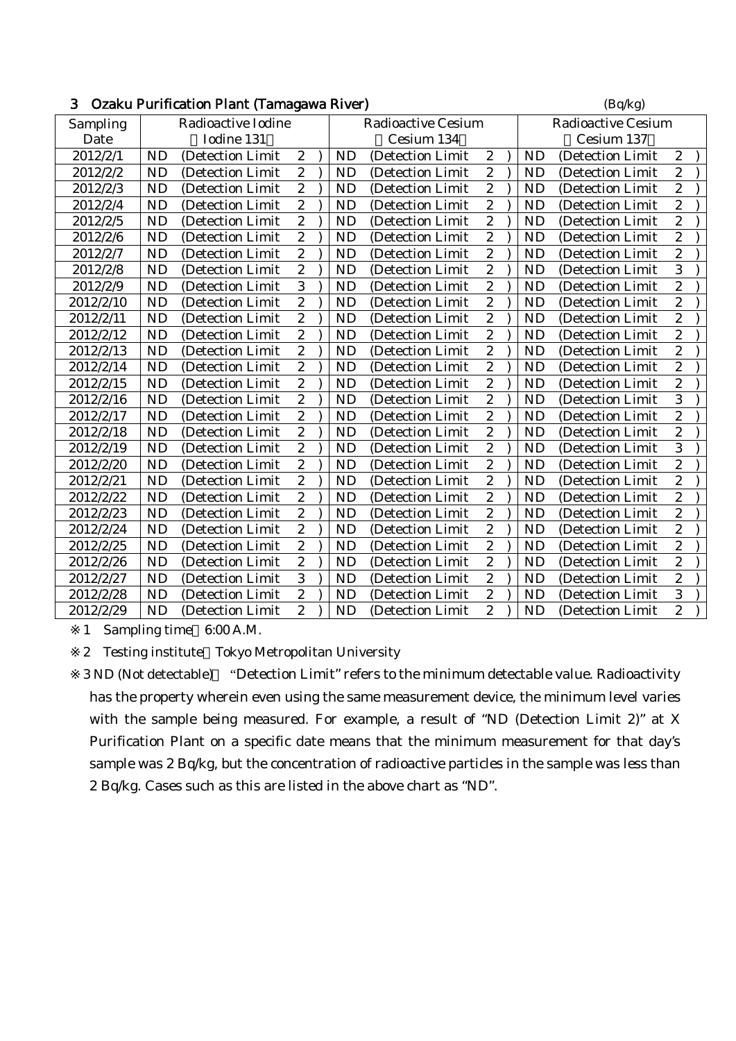## 3 Ozaku Purification Plant (Tamagawa River)

(Bq/kg)

| Sampling Date | Radioactive Iodine (Iodine 131) | Radioactive Cesium (Cesium 134) | Radioactive Cesium (Cesium 137) |
|---|---|---|---|
| 2012/2/1 | ND (Detection Limit 2) | ND (Detection Limit 2) | ND (Detection Limit 2) |
| 2012/2/2 | ND (Detection Limit 2) | ND (Detection Limit 2) | ND (Detection Limit 2) |
| 2012/2/3 | ND (Detection Limit 2) | ND (Detection Limit 2) | ND (Detection Limit 2) |
| 2012/2/4 | ND (Detection Limit 2) | ND (Detection Limit 2) | ND (Detection Limit 2) |
| 2012/2/5 | ND (Detection Limit 2) | ND (Detection Limit 2) | ND (Detection Limit 2) |
| 2012/2/6 | ND (Detection Limit 2) | ND (Detection Limit 2) | ND (Detection Limit 2) |
| 2012/2/7 | ND (Detection Limit 2) | ND (Detection Limit 2) | ND (Detection Limit 2) |
| 2012/2/8 | ND (Detection Limit 2) | ND (Detection Limit 2) | ND (Detection Limit 3) |
| 2012/2/9 | ND (Detection Limit 3) | ND (Detection Limit 2) | ND (Detection Limit 2) |
| 2012/2/10 | ND (Detection Limit 2) | ND (Detection Limit 2) | ND (Detection Limit 2) |
| 2012/2/11 | ND (Detection Limit 2) | ND (Detection Limit 2) | ND (Detection Limit 2) |
| 2012/2/12 | ND (Detection Limit 2) | ND (Detection Limit 2) | ND (Detection Limit 2) |
| 2012/2/13 | ND (Detection Limit 2) | ND (Detection Limit 2) | ND (Detection Limit 2) |
| 2012/2/14 | ND (Detection Limit 2) | ND (Detection Limit 2) | ND (Detection Limit 2) |
| 2012/2/15 | ND (Detection Limit 2) | ND (Detection Limit 2) | ND (Detection Limit 2) |
| 2012/2/16 | ND (Detection Limit 2) | ND (Detection Limit 2) | ND (Detection Limit 3) |
| 2012/2/17 | ND (Detection Limit 2) | ND (Detection Limit 2) | ND (Detection Limit 2) |
| 2012/2/18 | ND (Detection Limit 2) | ND (Detection Limit 2) | ND (Detection Limit 2) |
| 2012/2/19 | ND (Detection Limit 2) | ND (Detection Limit 2) | ND (Detection Limit 3) |
| 2012/2/20 | ND (Detection Limit 2) | ND (Detection Limit 2) | ND (Detection Limit 2) |
| 2012/2/21 | ND (Detection Limit 2) | ND (Detection Limit 2) | ND (Detection Limit 2) |
| 2012/2/22 | ND (Detection Limit 2) | ND (Detection Limit 2) | ND (Detection Limit 2) |
| 2012/2/23 | ND (Detection Limit 2) | ND (Detection Limit 2) | ND (Detection Limit 2) |
| 2012/2/24 | ND (Detection Limit 2) | ND (Detection Limit 2) | ND (Detection Limit 2) |
| 2012/2/25 | ND (Detection Limit 2) | ND (Detection Limit 2) | ND (Detection Limit 2) |
| 2012/2/26 | ND (Detection Limit 2) | ND (Detection Limit 2) | ND (Detection Limit 2) |
| 2012/2/27 | ND (Detection Limit 3) | ND (Detection Limit 2) | ND (Detection Limit 2) |
| 2012/2/28 | ND (Detection Limit 2) | ND (Detection Limit 2) | ND (Detection Limit 3) |
| 2012/2/29 | ND (Detection Limit 2) | ND (Detection Limit 2) | ND (Detection Limit 2) |

※1 Sampling time 6:00 A.M.

※2 Testing institute Tokyo Metropolitan University

※3 ND (Not detectable) "Detection Limit" refers to the minimum detectable value. Radioactivity has the property wherein even using the same measurement device, the minimum level varies with the sample being measured. For example, a result of "ND (Detection Limit 2)" at X Purification Plant on a specific date means that the minimum measurement for that day's sample was 2 Bq/kg, but the concentration of radioactive particles in the sample was less than 2 Bq/kg. Cases such as this are listed in the above chart as "ND".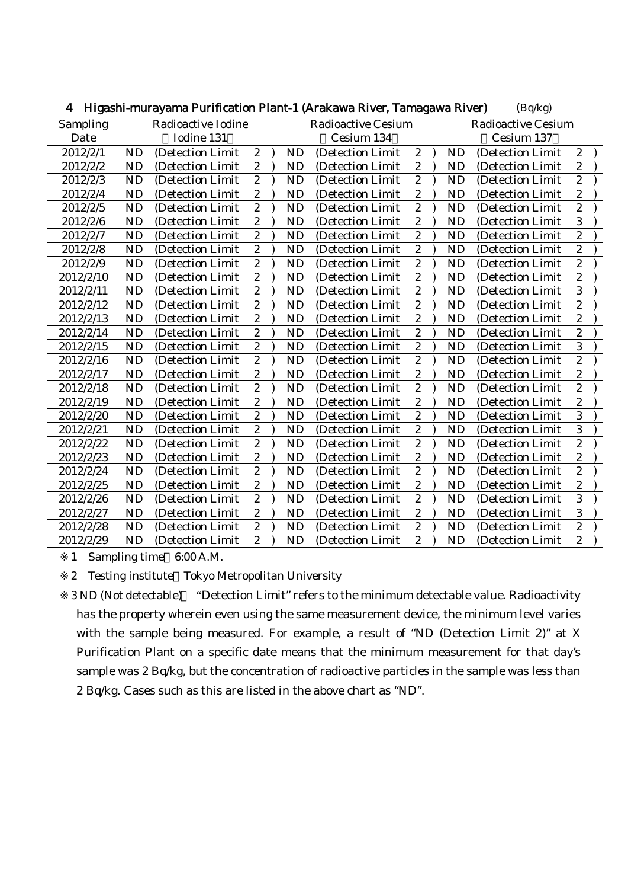## 4 Higashi-murayama Purification Plant-1 (Arakawa River, Tamagawa River) (Bq/kg)

| Sampling Date | Radioactive Iodine (Iodine 131) | Radioactive Cesium (Cesium 134) | Radioactive Cesium (Cesium 137) |
|---|---|---|---|
| 2012/2/1 | ND (Detection Limit 2) | ND (Detection Limit 2) | ND (Detection Limit 2) |
| 2012/2/2 | ND (Detection Limit 2) | ND (Detection Limit 2) | ND (Detection Limit 2) |
| 2012/2/3 | ND (Detection Limit 2) | ND (Detection Limit 2) | ND (Detection Limit 2) |
| 2012/2/4 | ND (Detection Limit 2) | ND (Detection Limit 2) | ND (Detection Limit 2) |
| 2012/2/5 | ND (Detection Limit 2) | ND (Detection Limit 2) | ND (Detection Limit 2) |
| 2012/2/6 | ND (Detection Limit 2) | ND (Detection Limit 2) | ND (Detection Limit 3) |
| 2012/2/7 | ND (Detection Limit 2) | ND (Detection Limit 2) | ND (Detection Limit 2) |
| 2012/2/8 | ND (Detection Limit 2) | ND (Detection Limit 2) | ND (Detection Limit 2) |
| 2012/2/9 | ND (Detection Limit 2) | ND (Detection Limit 2) | ND (Detection Limit 2) |
| 2012/2/10 | ND (Detection Limit 2) | ND (Detection Limit 2) | ND (Detection Limit 2) |
| 2012/2/11 | ND (Detection Limit 2) | ND (Detection Limit 2) | ND (Detection Limit 3) |
| 2012/2/12 | ND (Detection Limit 2) | ND (Detection Limit 2) | ND (Detection Limit 2) |
| 2012/2/13 | ND (Detection Limit 2) | ND (Detection Limit 2) | ND (Detection Limit 2) |
| 2012/2/14 | ND (Detection Limit 2) | ND (Detection Limit 2) | ND (Detection Limit 2) |
| 2012/2/15 | ND (Detection Limit 2) | ND (Detection Limit 2) | ND (Detection Limit 3) |
| 2012/2/16 | ND (Detection Limit 2) | ND (Detection Limit 2) | ND (Detection Limit 2) |
| 2012/2/17 | ND (Detection Limit 2) | ND (Detection Limit 2) | ND (Detection Limit 2) |
| 2012/2/18 | ND (Detection Limit 2) | ND (Detection Limit 2) | ND (Detection Limit 2) |
| 2012/2/19 | ND (Detection Limit 2) | ND (Detection Limit 2) | ND (Detection Limit 2) |
| 2012/2/20 | ND (Detection Limit 2) | ND (Detection Limit 2) | ND (Detection Limit 3) |
| 2012/2/21 | ND (Detection Limit 2) | ND (Detection Limit 2) | ND (Detection Limit 3) |
| 2012/2/22 | ND (Detection Limit 2) | ND (Detection Limit 2) | ND (Detection Limit 2) |
| 2012/2/23 | ND (Detection Limit 2) | ND (Detection Limit 2) | ND (Detection Limit 2) |
| 2012/2/24 | ND (Detection Limit 2) | ND (Detection Limit 2) | ND (Detection Limit 2) |
| 2012/2/25 | ND (Detection Limit 2) | ND (Detection Limit 2) | ND (Detection Limit 2) |
| 2012/2/26 | ND (Detection Limit 2) | ND (Detection Limit 2) | ND (Detection Limit 3) |
| 2012/2/27 | ND (Detection Limit 2) | ND (Detection Limit 2) | ND (Detection Limit 3) |
| 2012/2/28 | ND (Detection Limit 2) | ND (Detection Limit 2) | ND (Detection Limit 2) |
| 2012/2/29 | ND (Detection Limit 2) | ND (Detection Limit 2) | ND (Detection Limit 2) |

※1 Sampling time 6:00 A.M.

※2 Testing institute Tokyo Metropolitan University

※3 ND (Not detectable) "Detection Limit" refers to the minimum detectable value. Radioactivity has the property wherein even using the same measurement device, the minimum level varies with the sample being measured. For example, a result of "ND (Detection Limit 2)" at X Purification Plant on a specific date means that the minimum measurement for that day's sample was 2 Bq/kg, but the concentration of radioactive particles in the sample was less than 2 Bq/kg. Cases such as this are listed in the above chart as "ND".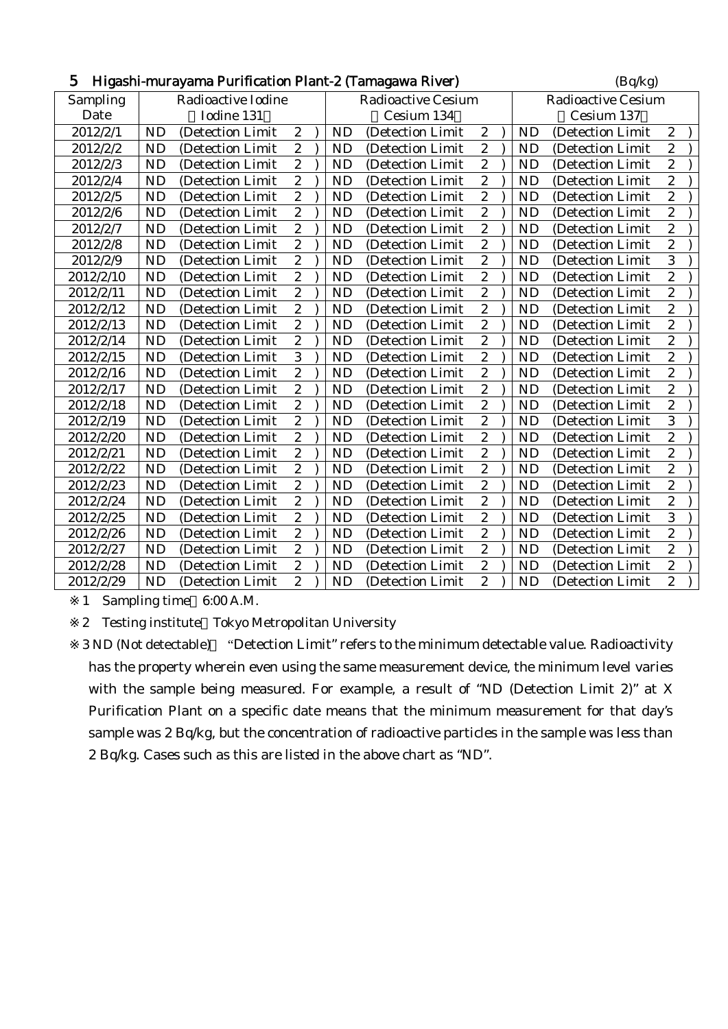## 5 Higashi-murayama Purification Plant-2 (Tamagawa River)

(Bq/kg)

| Sampling Date | Radioactive Iodine (Iodine 131) | Radioactive Cesium (Cesium 134) | Radioactive Cesium (Cesium 137) |
|---|---|---|---|
| 2012/2/1 | ND (Detection Limit 2) | ND (Detection Limit 2) | ND (Detection Limit 2) |
| 2012/2/2 | ND (Detection Limit 2) | ND (Detection Limit 2) | ND (Detection Limit 2) |
| 2012/2/3 | ND (Detection Limit 2) | ND (Detection Limit 2) | ND (Detection Limit 2) |
| 2012/2/4 | ND (Detection Limit 2) | ND (Detection Limit 2) | ND (Detection Limit 2) |
| 2012/2/5 | ND (Detection Limit 2) | ND (Detection Limit 2) | ND (Detection Limit 2) |
| 2012/2/6 | ND (Detection Limit 2) | ND (Detection Limit 2) | ND (Detection Limit 2) |
| 2012/2/7 | ND (Detection Limit 2) | ND (Detection Limit 2) | ND (Detection Limit 2) |
| 2012/2/8 | ND (Detection Limit 2) | ND (Detection Limit 2) | ND (Detection Limit 2) |
| 2012/2/9 | ND (Detection Limit 2) | ND (Detection Limit 2) | ND (Detection Limit 3) |
| 2012/2/10 | ND (Detection Limit 2) | ND (Detection Limit 2) | ND (Detection Limit 2) |
| 2012/2/11 | ND (Detection Limit 2) | ND (Detection Limit 2) | ND (Detection Limit 2) |
| 2012/2/12 | ND (Detection Limit 2) | ND (Detection Limit 2) | ND (Detection Limit 2) |
| 2012/2/13 | ND (Detection Limit 2) | ND (Detection Limit 2) | ND (Detection Limit 2) |
| 2012/2/14 | ND (Detection Limit 2) | ND (Detection Limit 2) | ND (Detection Limit 2) |
| 2012/2/15 | ND (Detection Limit 3) | ND (Detection Limit 2) | ND (Detection Limit 2) |
| 2012/2/16 | ND (Detection Limit 2) | ND (Detection Limit 2) | ND (Detection Limit 2) |
| 2012/2/17 | ND (Detection Limit 2) | ND (Detection Limit 2) | ND (Detection Limit 2) |
| 2012/2/18 | ND (Detection Limit 2) | ND (Detection Limit 2) | ND (Detection Limit 2) |
| 2012/2/19 | ND (Detection Limit 2) | ND (Detection Limit 2) | ND (Detection Limit 3) |
| 2012/2/20 | ND (Detection Limit 2) | ND (Detection Limit 2) | ND (Detection Limit 2) |
| 2012/2/21 | ND (Detection Limit 2) | ND (Detection Limit 2) | ND (Detection Limit 2) |
| 2012/2/22 | ND (Detection Limit 2) | ND (Detection Limit 2) | ND (Detection Limit 2) |
| 2012/2/23 | ND (Detection Limit 2) | ND (Detection Limit 2) | ND (Detection Limit 2) |
| 2012/2/24 | ND (Detection Limit 2) | ND (Detection Limit 2) | ND (Detection Limit 2) |
| 2012/2/25 | ND (Detection Limit 2) | ND (Detection Limit 2) | ND (Detection Limit 3) |
| 2012/2/26 | ND (Detection Limit 2) | ND (Detection Limit 2) | ND (Detection Limit 2) |
| 2012/2/27 | ND (Detection Limit 2) | ND (Detection Limit 2) | ND (Detection Limit 2) |
| 2012/2/28 | ND (Detection Limit 2) | ND (Detection Limit 2) | ND (Detection Limit 2) |
| 2012/2/29 | ND (Detection Limit 2) | ND (Detection Limit 2) | ND (Detection Limit 2) |

※1 Sampling time 6:00 A.M.

※2 Testing institute Tokyo Metropolitan University

※3 ND (Not detectable) "Detection Limit" refers to the minimum detectable value. Radioactivity has the property wherein even using the same measurement device, the minimum level varies with the sample being measured. For example, a result of "ND (Detection Limit 2)" at X Purification Plant on a specific date means that the minimum measurement for that day's sample was 2 Bq/kg, but the concentration of radioactive particles in the sample was less than 2 Bq/kg. Cases such as this are listed in the above chart as "ND".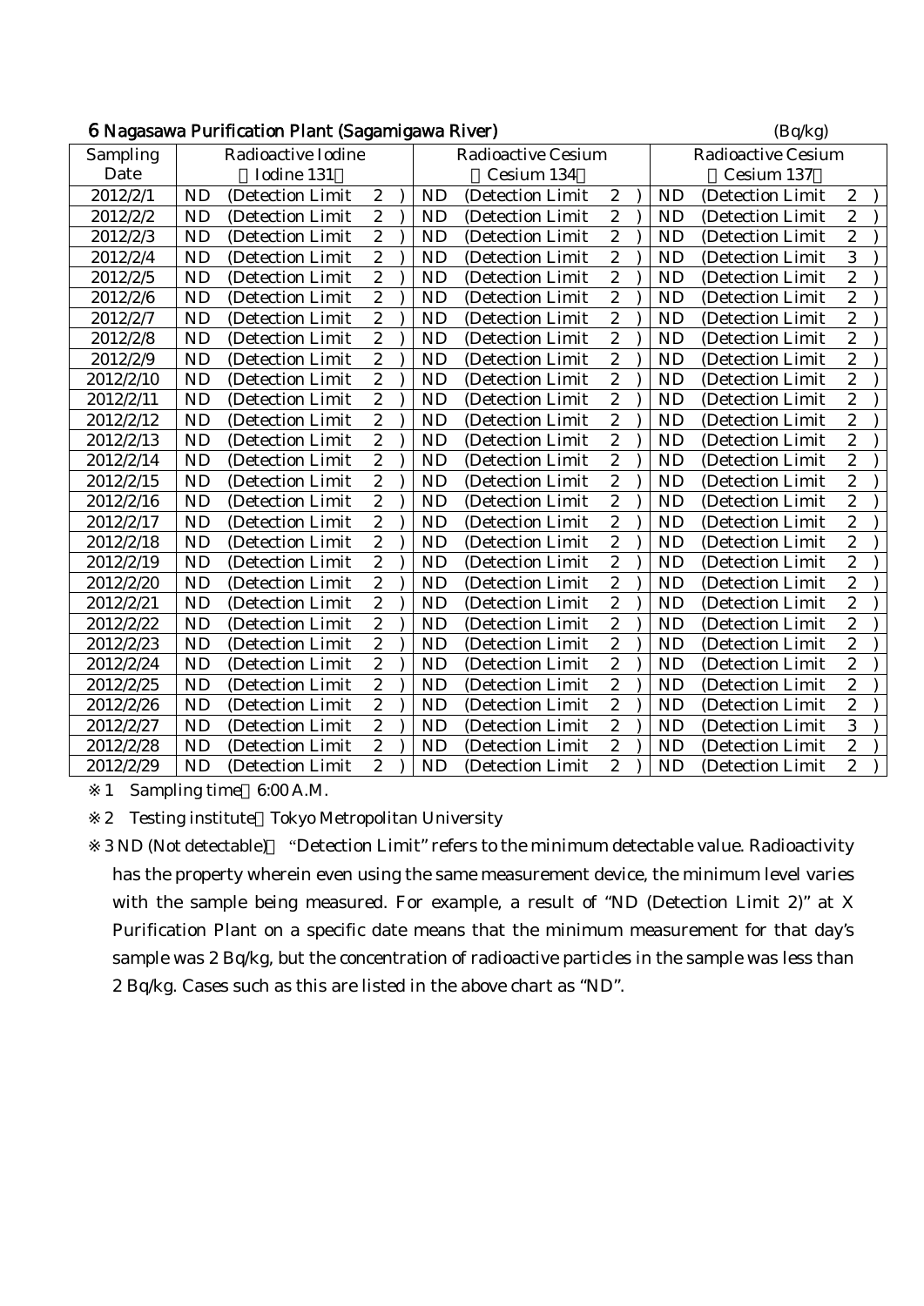## 6 Nagasawa Purification Plant (Sagamigawa River)

(Bq/kg)

| Sampling Date | Radioactive Iodine (Iodine 131) | Radioactive Cesium (Cesium 134) | Radioactive Cesium (Cesium 137) |
|---|---|---|---|
| 2012/2/1 | ND (Detection Limit 2 ) | ND (Detection Limit 2 ) | ND (Detection Limit 2 ) |
| 2012/2/2 | ND (Detection Limit 2 ) | ND (Detection Limit 2 ) | ND (Detection Limit 2 ) |
| 2012/2/3 | ND (Detection Limit 2 ) | ND (Detection Limit 2 ) | ND (Detection Limit 2 ) |
| 2012/2/4 | ND (Detection Limit 2 ) | ND (Detection Limit 2 ) | ND (Detection Limit 3 ) |
| 2012/2/5 | ND (Detection Limit 2 ) | ND (Detection Limit 2 ) | ND (Detection Limit 2 ) |
| 2012/2/6 | ND (Detection Limit 2 ) | ND (Detection Limit 2 ) | ND (Detection Limit 2 ) |
| 2012/2/7 | ND (Detection Limit 2 ) | ND (Detection Limit 2 ) | ND (Detection Limit 2 ) |
| 2012/2/8 | ND (Detection Limit 2 ) | ND (Detection Limit 2 ) | ND (Detection Limit 2 ) |
| 2012/2/9 | ND (Detection Limit 2 ) | ND (Detection Limit 2 ) | ND (Detection Limit 2 ) |
| 2012/2/10 | ND (Detection Limit 2 ) | ND (Detection Limit 2 ) | ND (Detection Limit 2 ) |
| 2012/2/11 | ND (Detection Limit 2 ) | ND (Detection Limit 2 ) | ND (Detection Limit 2 ) |
| 2012/2/12 | ND (Detection Limit 2 ) | ND (Detection Limit 2 ) | ND (Detection Limit 2 ) |
| 2012/2/13 | ND (Detection Limit 2 ) | ND (Detection Limit 2 ) | ND (Detection Limit 2 ) |
| 2012/2/14 | ND (Detection Limit 2 ) | ND (Detection Limit 2 ) | ND (Detection Limit 2 ) |
| 2012/2/15 | ND (Detection Limit 2 ) | ND (Detection Limit 2 ) | ND (Detection Limit 2 ) |
| 2012/2/16 | ND (Detection Limit 2 ) | ND (Detection Limit 2 ) | ND (Detection Limit 2 ) |
| 2012/2/17 | ND (Detection Limit 2 ) | ND (Detection Limit 2 ) | ND (Detection Limit 2 ) |
| 2012/2/18 | ND (Detection Limit 2 ) | ND (Detection Limit 2 ) | ND (Detection Limit 2 ) |
| 2012/2/19 | ND (Detection Limit 2 ) | ND (Detection Limit 2 ) | ND (Detection Limit 2 ) |
| 2012/2/20 | ND (Detection Limit 2 ) | ND (Detection Limit 2 ) | ND (Detection Limit 2 ) |
| 2012/2/21 | ND (Detection Limit 2 ) | ND (Detection Limit 2 ) | ND (Detection Limit 2 ) |
| 2012/2/22 | ND (Detection Limit 2 ) | ND (Detection Limit 2 ) | ND (Detection Limit 2 ) |
| 2012/2/23 | ND (Detection Limit 2 ) | ND (Detection Limit 2 ) | ND (Detection Limit 2 ) |
| 2012/2/24 | ND (Detection Limit 2 ) | ND (Detection Limit 2 ) | ND (Detection Limit 2 ) |
| 2012/2/25 | ND (Detection Limit 2 ) | ND (Detection Limit 2 ) | ND (Detection Limit 2 ) |
| 2012/2/26 | ND (Detection Limit 2 ) | ND (Detection Limit 2 ) | ND (Detection Limit 2 ) |
| 2012/2/27 | ND (Detection Limit 2 ) | ND (Detection Limit 2 ) | ND (Detection Limit 3 ) |
| 2012/2/28 | ND (Detection Limit 2 ) | ND (Detection Limit 2 ) | ND (Detection Limit 2 ) |
| 2012/2/29 | ND (Detection Limit 2 ) | ND (Detection Limit 2 ) | ND (Detection Limit 2 ) |

※1 Sampling time 6:00 A.M.

※2 Testing institute Tokyo Metropolitan University

※3 ND (Not detectable) "Detection Limit" refers to the minimum detectable value. Radioactivity has the property wherein even using the same measurement device, the minimum level varies with the sample being measured. For example, a result of "ND (Detection Limit 2)" at X Purification Plant on a specific date means that the minimum measurement for that day's sample was 2 Bq/kg, but the concentration of radioactive particles in the sample was less than 2 Bq/kg. Cases such as this are listed in the above chart as "ND".